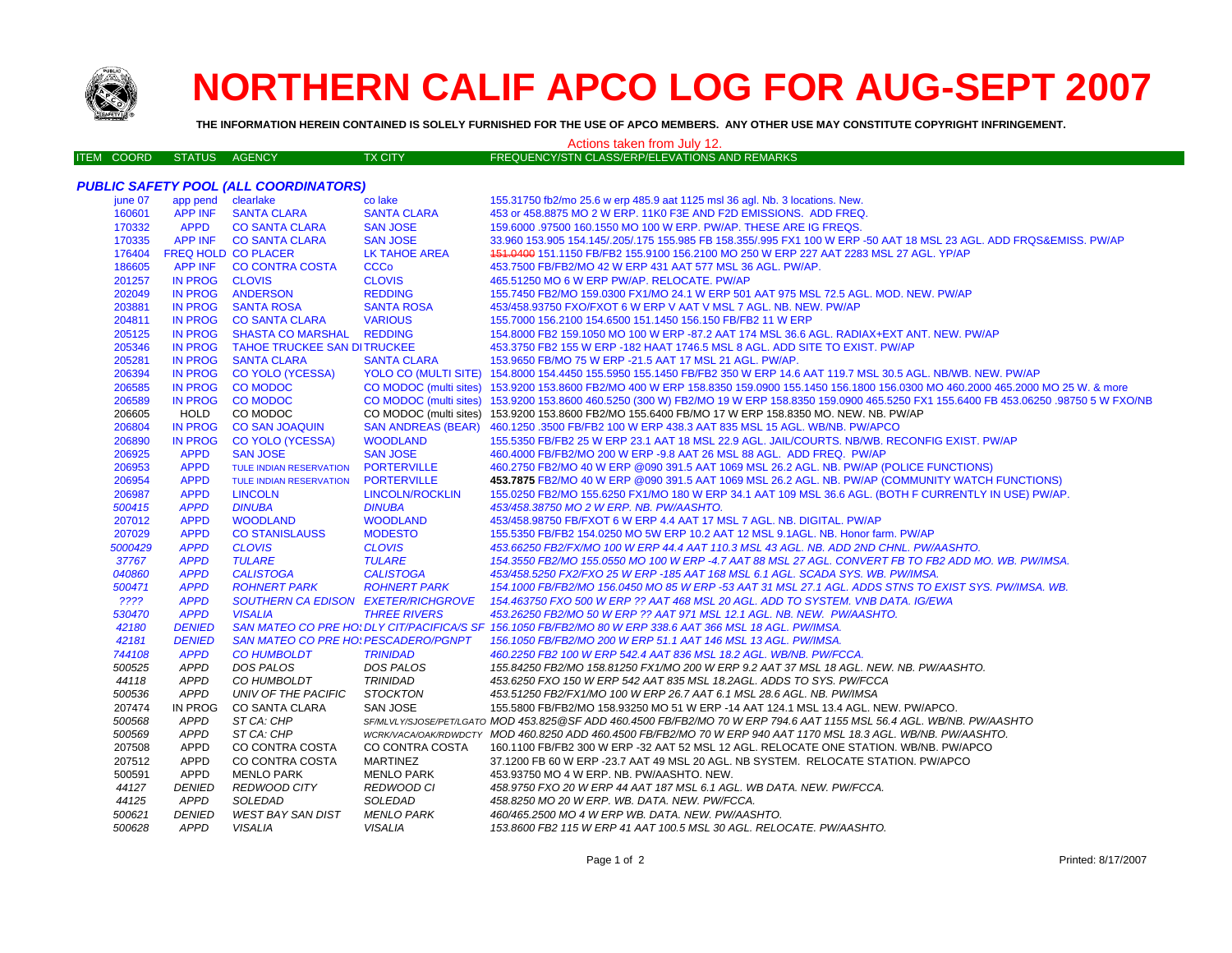# NORTHERN CALIF APCO LOG FOR AUG-SEPT 2007

**THE INFORMATION HEREIN CONTAINED IS SOLELY FURNISHED FOR THE USE OF APCO MEMBERS. ANY OTHER USE MAY CONSTITUTE COPYRIGHT INFRINGEMENT.**

Actions taken from July 12.

| ITEM COORD | STATUS | AGENCY | TX CITY | FREQUENCY/STN CLASS/ERP/ELEVATIONS AND REMARKS |
|---|---|---|---|---|
| ***PUBLIC SAFETY POOL (ALL COORDINATORS)*** | | | | |
| june 07 | app pend | clearlake | co lake | 155.31750 fb2/mo 25.6 w erp 485.9 aat 1125 msl 36 agl. Nb. 3 locations. New. |
| 160601 | APP INF | SANTA CLARA | SANTA CLARA | 453 or 458.8875 MO 2 W ERP. 11K0 F3E AND F2D EMISSIONS. ADD FREQ. |
| 170332 | APPD | CO SANTA CLARA | SAN JOSE | 159.6000 .97500 160.1550 MO 100 W ERP. PW/AP. THESE ARE IG FREQS. |
| 170335 | APP INF | CO SANTA CLARA | SAN JOSE | 33.960 153.905 154.145/.205/.175 155.985 FB 158.355/.995 FX1 100 W ERP -50 AAT 18 MSL 23 AGL. ADD FRQS&EMISS. PW/AP |
| 176404 | FREQ HOLD | CO PLACER | LK TAHOE AREA | ~~151.0400~~ 151.1150 FB/FB2 155.9100 156.2100 MO 250 W ERP 227 AAT 2283 MSL 27 AGL. YP/AP |
| 186605 | APP INF | CO CONTRA COSTA | CCCo | 453.7500 FB/FB2/MO 42 W ERP 431 AAT 577 MSL 36 AGL. PW/AP. |
| 201257 | IN PROG | CLOVIS | CLOVIS | 465.51250 MO 6 W ERP PW/AP. RELOCATE. PW/AP |
| 202049 | IN PROG | ANDERSON | REDDING | 155.7450 FB2/MO 159.0300 FX1/MO 24.1 W ERP 501 AAT 975 MSL 72.5 AGL. MOD. NEW. PW/AP |
| 203881 | IN PROG | SANTA ROSA | SANTA ROSA | 453/458.93750 FXO/FXOT 6 W ERP V AAT V MSL 7 AGL. NB. NEW. PW/AP |
| 204811 | IN PROG | CO SANTA CLARA | VARIOUS | 155.7000 156.2100 154.6500 151.1450 156.150 FB/FB2 11 W ERP |
| 205125 | IN PROG | SHASTA CO MARSHAL | REDDING | 154.8000 FB2 159.1050 MO 100 W ERP -87.2 AAT 174 MSL 36.6 AGL. RADIAX+EXT ANT. NEW. PW/AP |
| 205346 | IN PROG | TAHOE TRUCKEE SAN DI | TRUCKEE | 453.3750 FB2 155 W ERP -182 HAAT 1746.5 MSL 8 AGL. ADD SITE TO EXIST. PW/AP |
| 205281 | IN PROG | SANTA CLARA | SANTA CLARA | 153.9650 FB/MO 75 W ERP -21.5 AAT 17 MSL 21 AGL. PW/AP. |
| 206394 | IN PROG | CO YOLO (YCESSA) | YOLO CO (MULTI SITE) | 154.8000 154.4450 155.5950 155.1450 FB/FB2 350 W ERP 14.6 AAT 119.7 MSL 30.5 AGL. NB/WB. NEW. PW/AP |
| 206585 | IN PROG | CO MODOC | CO MODOC (multi sites) | 153.9200 153.8600 FB2/MO 400 W ERP 158.8350 159.0900 155.1450 156.1800 156.0300 MO 460.2000 465.2000 MO 25 W. & more |
| 206589 | IN PROG | CO MODOC | CO MODOC (multi sites) | 153.9200 153.8600 460.5250 (300 W) FB2/MO 19 W ERP 158.8350 159.0900 465.5250 FX1 155.6400 FB 453.06250 .98750 5 W FXO/NB |
| 206605 | HOLD | CO MODOC | CO MODOC (multi sites) | 153.9200 153.8600 FB2/MO 155.6400 FB/MO 17 W ERP 158.8350 MO. NEW. NB. PW/AP |
| 206804 | IN PROG | CO SAN JOAQUIN | SAN ANDREAS (BEAR) | 460.1250 .3500 FB/FB2 100 W ERP 438.3 AAT 835 MSL 15 AGL. WB/NB. PW/APCO |
| 206890 | IN PROG | CO YOLO (YCESSA) | WOODLAND | 155.5350 FB/FB2 25 W ERP 23.1 AAT 18 MSL 22.9 AGL. JAIL/COURTS. NB/WB. RECONFIG EXIST. PW/AP |
| 206925 | APPD | SAN JOSE | SAN JOSE | 460.4000 FB/FB2/MO 200 W ERP -9.8 AAT 26 MSL 88 AGL. ADD FREQ. PW/AP |
| 206953 | APPD | TULE INDIAN RESERVATION | PORTERVILLE | 460.2750 FB2/MO 40 W ERP @090 391.5 AAT 1069 MSL 26.2 AGL. NB. PW/AP (POLICE FUNCTIONS) |
| 206954 | APPD | TULE INDIAN RESERVATION | PORTERVILLE | **453.7875** FB2/MO 40 W ERP @090 391.5 AAT 1069 MSL 26.2 AGL. NB. PW/AP (COMMUNITY WATCH FUNCTIONS) |
| 206987 | APPD | LINCOLN | LINCOLN/ROCKLIN | 155.0250 FB2/MO 155.6250 FX1/MO 180 W ERP 34.1 AAT 109 MSL 36.6 AGL. (BOTH F CURRENTLY IN USE) PW/AP. |
| *500415* | *APPD* | *DINUBA* | *DINUBA* | *453/458.38750 MO 2 W ERP. NB. PW/AASHTO.* |
| 207012 | APPD | WOODLAND | WOODLAND | 453/458.98750 FB/FXOT 6 W ERP 4.4 AAT 17 MSL 7 AGL. NB. DIGITAL. PW/AP |
| 207029 | APPD | CO STANISLAUSS | MODESTO | 155.5350 FB/FB2 154.0250 MO 5W ERP 10.2 AAT 12 MSL 9.1AGL. NB. Honor farm. PW/AP |
| *5000429* | *APPD* | *CLOVIS* | *CLOVIS* | *453.66250 FB2/FX/MO 100 W ERP 44.4 AAT 110.3 MSL 43 AGL. NB. ADD 2ND CHNL. PW/AASHTO.* |
| *37767* | *APPD* | *TULARE* | *TULARE* | *154.3550 FB2/MO 155.0550 MO 100 W ERP -4.7 AAT 88 MSL 27 AGL. CONVERT FB TO FB2 ADD MO. WB. PW/IMSA.* |
| *040860* | *APPD* | *CALISTOGA* | *CALISTOGA* | *453/458.5250 FX2/FXO 25 W ERP -185 AAT 168 MSL 6.1 AGL. SCADA SYS. WB. PW/IMSA.* |
| *500471* | *APPD* | *ROHNERT PARK* | *ROHNERT PARK* | *154.1000 FB/FB2/MO 156.0450 MO 85 W ERP -53 AAT 31 MSL 27.1 AGL. ADDS STNS TO EXIST SYS. PW/IMSA. WB.* |
| *????* | *APPD* | *SOUTHERN CA EDISON* | *EXETER/RICHGROVE* | *154.463750 FXO 500 W ERP ?? AAT 468 MSL 20 AGL. ADD TO SYSTEM. VNB DATA. IG/EWA* |
| *530470* | *APPD* | *VISALIA* | *THREE RIVERS* | *453.26250 FB2/MO 50 W ERP ?? AAT 971 MSL 12.1 AGL. NB. NEW. PW/AASHTO.* |
| *42180* | *DENIED* | *SAN MATEO CO PRE HO:* | *DLY CIT/PACIFICA/S SF* | *156.1050 FB/FB2/MO 80 W ERP 338.6 AAT 366 MSL 18 AGL. PW/IMSA.* |
| *42181* | *DENIED* | *SAN MATEO CO PRE HO:* | *PESCADERO/PGNPT* | *156.1050 FB/FB2/MO 200 W ERP 51.1 AAT 146 MSL 13 AGL. PW/IMSA.* |
| *744108* | *APPD* | *CO HUMBOLDT* | *TRINIDAD* | *460.2250 FB2 100 W ERP 542.4 AAT 836 MSL 18.2 AGL. WB/NB. PW/FCCA.* |
| *500525* | *APPD* | *DOS PALOS* | *DOS PALOS* | *155.84250 FB2/MO 158.81250 FX1/MO 200 W ERP 9.2 AAT 37 MSL 18 AGL. NEW. NB. PW/AASHTO.* |
| *44118* | *APPD* | *CO HUMBOLDT* | *TRINIDAD* | *453.6250 FXO 150 W ERP 542 AAT 835 MSL 18.2AGL. ADDS TO SYS. PW/FCCA* |
| *500536* | *APPD* | *UNIV OF THE PACIFIC* | *STOCKTON* | *453.51250 FB2/FX1/MO 100 W ERP 26.7 AAT 6.1 MSL 28.6 AGL. NB. PW/IMSA* |
| 207474 | IN PROG | CO SANTA CLARA | SAN JOSE | 155.5800 FB/FB2/MO 158.93250 MO 51 W ERP -14 AAT 124.1 MSL 13.4 AGL. NEW. PW/APCO. |
| *500568* | *APPD* | *ST CA: CHP* | *SF/MLVLY/SJOSE/PET/LGATO* | *MOD 453.825@SF ADD 460.4500 FB/FB2/MO 70 W ERP 794.6 AAT 1155 MSL 56.4 AGL. WB/NB. PW/AASHTO* |
| *500569* | *APPD* | *ST CA: CHP* | *WCRK/VACA/OAK/RDWDCTY* | *MOD 460.8250 ADD 460.4500 FB/FB2/MO 70 W ERP 940 AAT 1170 MSL 18.3 AGL. WB/NB. PW/AASHTO.* |
| 207508 | APPD | CO CONTRA COSTA | CO CONTRA COSTA | 160.1100 FB/FB2 300 W ERP -32 AAT 52 MSL 12 AGL. RELOCATE ONE STATION. WB/NB. PW/APCO |
| 207512 | APPD | CO CONTRA COSTA | MARTINEZ | 37.1200 FB 60 W ERP -23.7 AAT 49 MSL 20 AGL. NB SYSTEM. RELOCATE STATION. PW/APCO |
| 500591 | APPD | MENLO PARK | MENLO PARK | 453.93750 MO 4 W ERP. NB. PW/AASHTO. NEW. |
| *44127* | *DENIED* | *REDWOOD CITY* | *REDWOOD CI* | *458.9750 FXO 20 W ERP 44 AAT 187 MSL 6.1 AGL. WB DATA. NEW. PW/FCCA.* |
| *44125* | *APPD* | *SOLEDAD* | *SOLEDAD* | *458.8250 MO 20 W ERP. WB. DATA. NEW. PW/FCCA.* |
| *500621* | *DENIED* | *WEST BAY SAN DIST* | *MENLO PARK* | *460/465.2500 MO 4 W ERP WB. DATA. NEW. PW/AASHTO.* |
| *500628* | *APPD* | *VISALIA* | *VISALIA* | *153.8600 FB2 115 W ERP 41 AAT 100.5 MSL 30 AGL. RELOCATE. PW/AASHTO.* |

Printed: 8/17/2007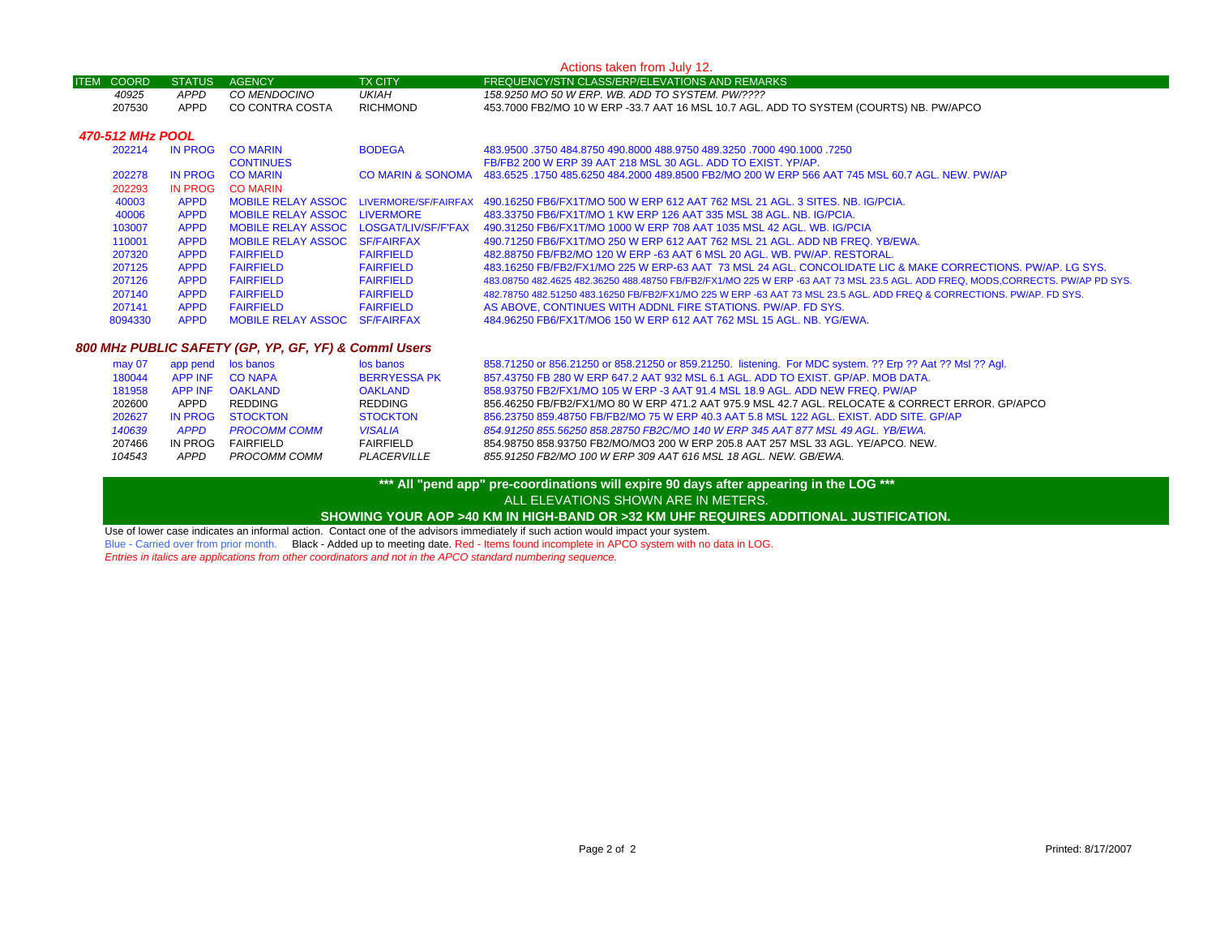Actions taken from July 12.

| ITEM | COORD | STATUS | AGENCY | TX CITY | FREQUENCY/STN CLASS/ERP/ELEVATIONS AND REMARKS |
|---|---|---|---|---|---|
| | *40925* | *APPD* | *CO MENDOCINO* | *UKIAH* | *158.9250 MO 50 W ERP. WB. ADD TO SYSTEM. PW/????* |
| | 207530 | APPD | CO CONTRA COSTA | RICHMOND | 453.7000 FB2/MO 10 W ERP -33.7 AAT 16 MSL 10.7 AGL. ADD TO SYSTEM (COURTS) NB. PW/APCO |
| ***470-512 MHz POOL*** | | | | | |
| | 202214 | IN PROG | CO MARIN | BODEGA | 483.9500 .3750 484.8750 490.8000 488.9750 489.3250 .7000 490.1000 .7250 |
| | | | CONTINUES | | FB/FB2 200 W ERP 39 AAT 218 MSL 30 AGL. ADD TO EXIST. YP/AP. |
| | 202278 | IN PROG | CO MARIN | CO MARIN & SONOMA | 483.6525 .1750 485.6250 484.2000 489.8500 FB2/MO 200 W ERP 566 AAT 745 MSL 60.7 AGL. NEW. PW/AP |
| | 202293 | IN PROG | CO MARIN | | |
| | 40003 | APPD | MOBILE RELAY ASSOC | LIVERMORE/SF/FAIRFAX | 490.16250 FB6/FX1T/MO 500 W ERP 612 AAT 762 MSL 21 AGL. 3 SITES. NB. IG/PCIA. |
| | 40006 | APPD | MOBILE RELAY ASSOC | LIVERMORE | 483.33750 FB6/FX1T/MO 1 KW ERP 126 AAT 335 MSL 38 AGL. NB. IG/PCIA. |
| | 103007 | APPD | MOBILE RELAY ASSOC | LOSGAT/LIV/SF/F'FAX | 490.31250 FB6/FX1T/MO 1000 W ERP 708 AAT 1035 MSL 42 AGL. WB. IG/PCIA |
| | 110001 | APPD | MOBILE RELAY ASSOC | SF/FAIRFAX | 490.71250 FB6/FX1T/MO 250 W ERP 612 AAT 762 MSL 21 AGL. ADD NB FREQ. YB/EWA. |
| | 207320 | APPD | FAIRFIELD | FAIRFIELD | 482.88750 FB/FB2/MO 120 W ERP -63 AAT 6 MSL 20 AGL. WB. PW/AP. RESTORAL. |
| | 207125 | APPD | FAIRFIELD | FAIRFIELD | 483.16250 FB/FB2/FX1/MO 225 W ERP-63 AAT 73 MSL 24 AGL. CONCOLIDATE LIC & MAKE CORRECTIONS. PW/AP. LG SYS. |
| | 207126 | APPD | FAIRFIELD | FAIRFIELD | 483.08750 482.4625 482.36250 488.48750 FB/FB2/FX1/MO 225 W ERP -63 AAT 73 MSL 23.5 AGL. ADD FREQ, MODS,CORRECTS. PW/AP PD SYS. |
| | 207140 | APPD | FAIRFIELD | FAIRFIELD | 482.78750 482.51250 483.16250 FB/FB2/FX1/MO 225 W ERP -63 AAT 73 MSL 23.5 AGL. ADD FREQ & CORRECTIONS. PW/AP. FD SYS. |
| | 207141 | APPD | FAIRFIELD | FAIRFIELD | AS ABOVE, CONTINUES WITH ADDNL FIRE STATIONS. PW/AP. FD SYS. |
| | 8094330 | APPD | MOBILE RELAY ASSOC | SF/FAIRFAX | 484.96250 FB6/FX1T/MO6 150 W ERP 612 AAT 762 MSL 15 AGL. NB. YG/EWA. |
| ***800 MHz PUBLIC SAFETY (GP, YP, GF, YF) & Comml Users*** | | | | | |
| | may 07 | app pend | los banos | los banos | 858.71250 or 856.21250 or 858.21250 or 859.21250. listening. For MDC system. ?? Erp ?? Aat ?? Msl ?? Agl. |
| | 180044 | APP INF | CO NAPA | BERRYESSA PK | 857.43750 FB 280 W ERP 647.2 AAT 932 MSL 6.1 AGL. ADD TO EXIST. GP/AP. MOB DATA. |
| | 181958 | APP INF | OAKLAND | OAKLAND | 858.93750 FB2/FX1/MO 105 W ERP -3 AAT 91.4 MSL 18.9 AGL. ADD NEW FREQ. PW/AP |
| | 202600 | APPD | REDDING | REDDING | 856.46250 FB/FB2/FX1/MO 80 W ERP 471.2 AAT 975.9 MSL 42.7 AGL. RELOCATE & CORRECT ERROR. GP/APCO |
| | 202627 | IN PROG | STOCKTON | STOCKTON | 856.23750 859.48750 FB/FB2/MO 75 W ERP 40.3 AAT 5.8 MSL 122 AGL. EXIST. ADD SITE. GP/AP |
| | *140639* | *APPD* | *PROCOMM COMM* | *VISALIA* | *854.91250 855.56250 858.28750 FB2C/MO 140 W ERP 345 AAT 877 MSL 49 AGL. YB/EWA.* |
| | 207466 | IN PROG | FAIRFIELD | FAIRFIELD | 854.98750 858.93750 FB2/MO/MO3 200 W ERP 205.8 AAT 257 MSL 33 AGL. YE/APCO. NEW. |
| | *104543* | *APPD* | *PROCOMM COMM* | *PLACERVILLE* | *855.91250 FB2/MO 100 W ERP 309 AAT 616 MSL 18 AGL. NEW. GB/EWA.* |

**\*\*\* All "pend app" pre-coordinations will expire 90 days after appearing in the LOG \*\*\***

ALL ELEVATIONS SHOWN ARE IN METERS.

**SHOWING YOUR AOP >40 KM IN HIGH-BAND OR >32 KM UHF REQUIRES ADDITIONAL JUSTIFICATION.**

Use of lower case indicates an informal action. Contact one of the advisors immediately if such action would impact your system.

Blue - Carried over from prior month. Black - Added up to meeting date. Red - Items found incomplete in APCO system with no data in LOG.

*Entries in italics are applications from other coordinators and not in the APCO standard numbering sequence.*

Printed: 8/17/2007